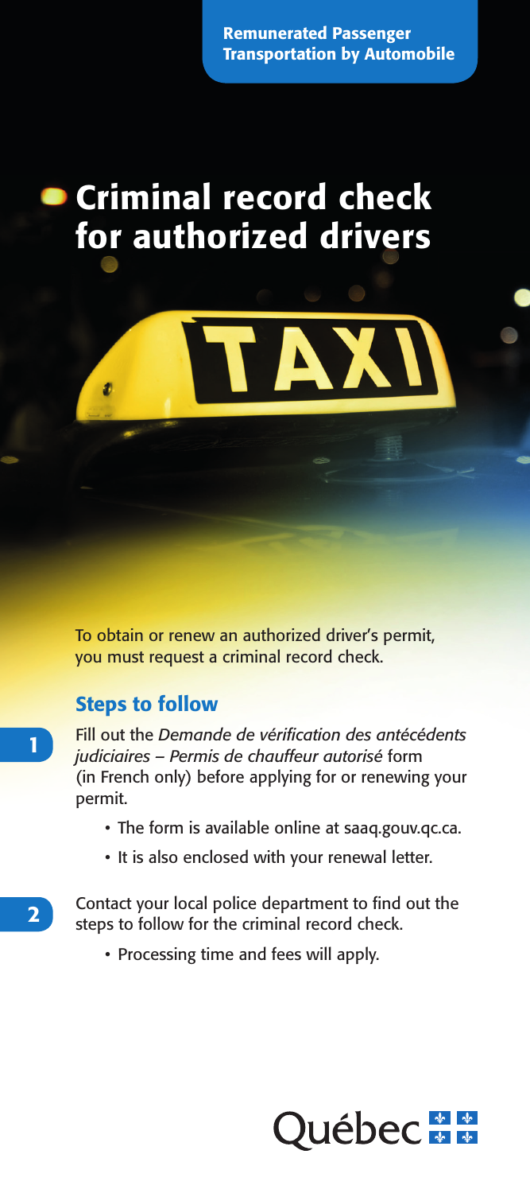Remunerated Passenger Transportation by Automobile

# Criminal record check for authorized drivers

To obtain or renew an authorized driver's permit, you must request a criminal record check.

## Steps to follow

1. Fill out the *Demande de vérification des antécédents judiciaires – Permis de chauffeur autorisé* form (in French only) before applying for or renewing your permit.
   - The form is available online at saaq.gouv.qc.ca.
   - It is also enclosed with your renewal letter.

2. Contact your local police department to find out the steps to follow for the criminal record check.
   - Processing time and fees will apply.

Québec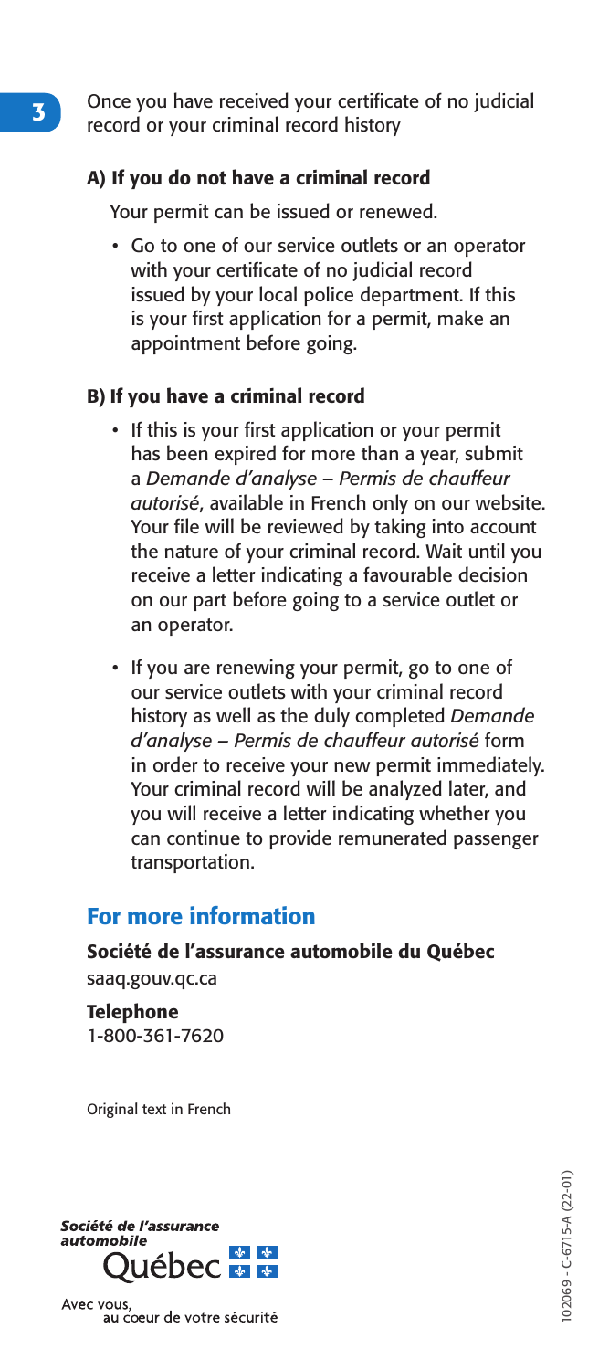**3** Once you have received your certificate of no judicial record or your criminal record history

### A) If you do not have a criminal record

Your permit can be issued or renewed.

- Go to one of our service outlets or an operator with your certificate of no judicial record issued by your local police department. If this is your first application for a permit, make an appointment before going.

### B) If you have a criminal record

- If this is your first application or your permit has been expired for more than a year, submit a *Demande d'analyse – Permis de chauffeur autorisé*, available in French only on our website. Your file will be reviewed by taking into account the nature of your criminal record. Wait until you receive a letter indicating a favourable decision on our part before going to a service outlet or an operator.
- If you are renewing your permit, go to one of our service outlets with your criminal record history as well as the duly completed *Demande d'analyse – Permis de chauffeur autorisé* form in order to receive your new permit immediately. Your criminal record will be analyzed later, and you will receive a letter indicating whether you can continue to provide remunerated passenger transportation.

## For more information

**Société de l'assurance automobile du Québec**

saaq.gouv.qc.ca

**Telephone**

1-800-361-7620

Original text in French

*Société de l'assurance automobile* Québec

Avec vous,
au coeur de votre sécurité

102069 - C-6715-A (22-01)